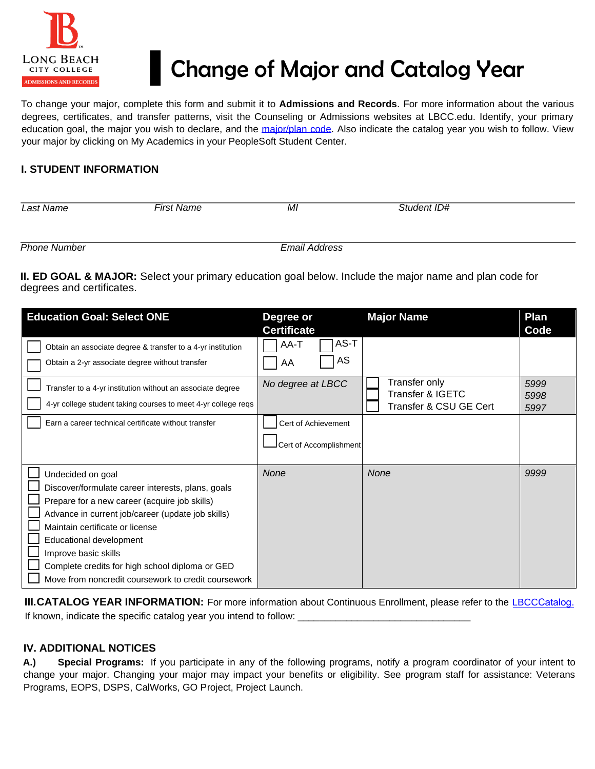LONG BEACH CITY COLLEGE
ADMISSIONS AND RECORDS

# Change of Major and Catalog Year

To change your major, complete this form and submit it to **Admissions and Records**. For more information about the various degrees, certificates, and transfer patterns, visit the Counseling or Admissions websites at LBCC.edu. Identify, your primary education goal, the major you wish to declare, and the major/plan code. Also indicate the catalog year you wish to follow. View your major by clicking on My Academics in your PeopleSoft Student Center.

## I. STUDENT INFORMATION

*Last Name* _____ *First Name* _____ *MI* _____ *Student ID#* _____

*Phone Number* _____ *Email Address* _____

**II. ED GOAL & MAJOR:** Select your primary education goal below. Include the major name and plan code for degrees and certificates.

| Education Goal: Select ONE | Degree or Certificate | Major Name | Plan Code |
|---|---|---|---|
| ☐ Obtain an associate degree & transfer to a 4-yr institution<br>☐ Obtain a 2-yr associate degree without transfer | ☐ AA-T ☐ AS-T<br>☐ AA ☐ AS | | |
| ☐ Transfer to a 4-yr institution without an associate degree<br>☐ 4-yr college student taking courses to meet 4-yr college reqs | *No degree at LBCC* | ☐ Transfer only<br>☐ Transfer & IGETC<br>☐ Transfer & CSU GE Cert | *5999*<br>*5998*<br>*5997* |
| ☐ Earn a career technical certificate without transfer | ☐ Cert of Achievement<br>☐ Cert of Accomplishment | | |
| ☐ Undecided on goal<br>☐ Discover/formulate career interests, plans, goals<br>☐ Prepare for a new career (acquire job skills)<br>☐ Advance in current job/career (update job skills)<br>☐ Maintain certificate or license<br>☐ Educational development<br>☐ Improve basic skills<br>☐ Complete credits for high school diploma or GED<br>☐ Move from noncredit coursework to credit coursework | *None* | *None* | *9999* |

**III. CATALOG YEAR INFORMATION:** For more information about Continuous Enrollment, please refer to the LBCCCatalog.
If known, indicate the specific catalog year you intend to follow: ______________________________

## IV. ADDITIONAL NOTICES

**A.) Special Programs:** If you participate in any of the following programs, notify a program coordinator of your intent to change your major. Changing your major may impact your benefits or eligibility. See program staff for assistance: Veterans Programs, EOPS, DSPS, CalWorks, GO Project, Project Launch.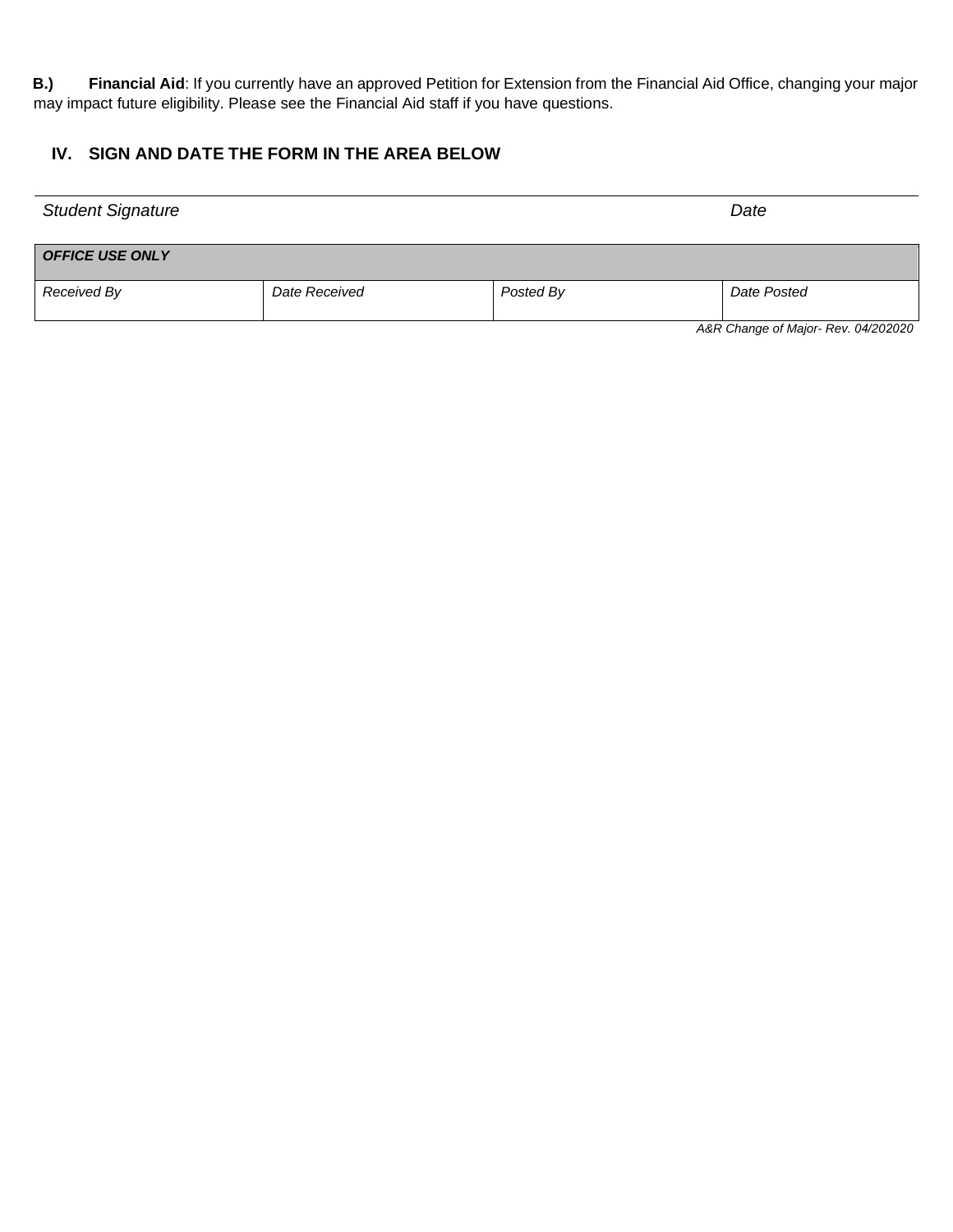**B.)** **Financial Aid**: If you currently have an approved Petition for Extension from the Financial Aid Office, changing your major may impact future eligibility. Please see the Financial Aid staff if you have questions.

## IV. SIGN AND DATE THE FORM IN THE AREA BELOW

| | |
|---|---|
| *Student Signature* | *Date* |

| ***OFFICE USE ONLY*** | | | |
|---|---|---|---|
| *Received By* | *Date Received* | *Posted By* | *Date Posted* |

*A&R Change of Major- Rev. 04/202020*